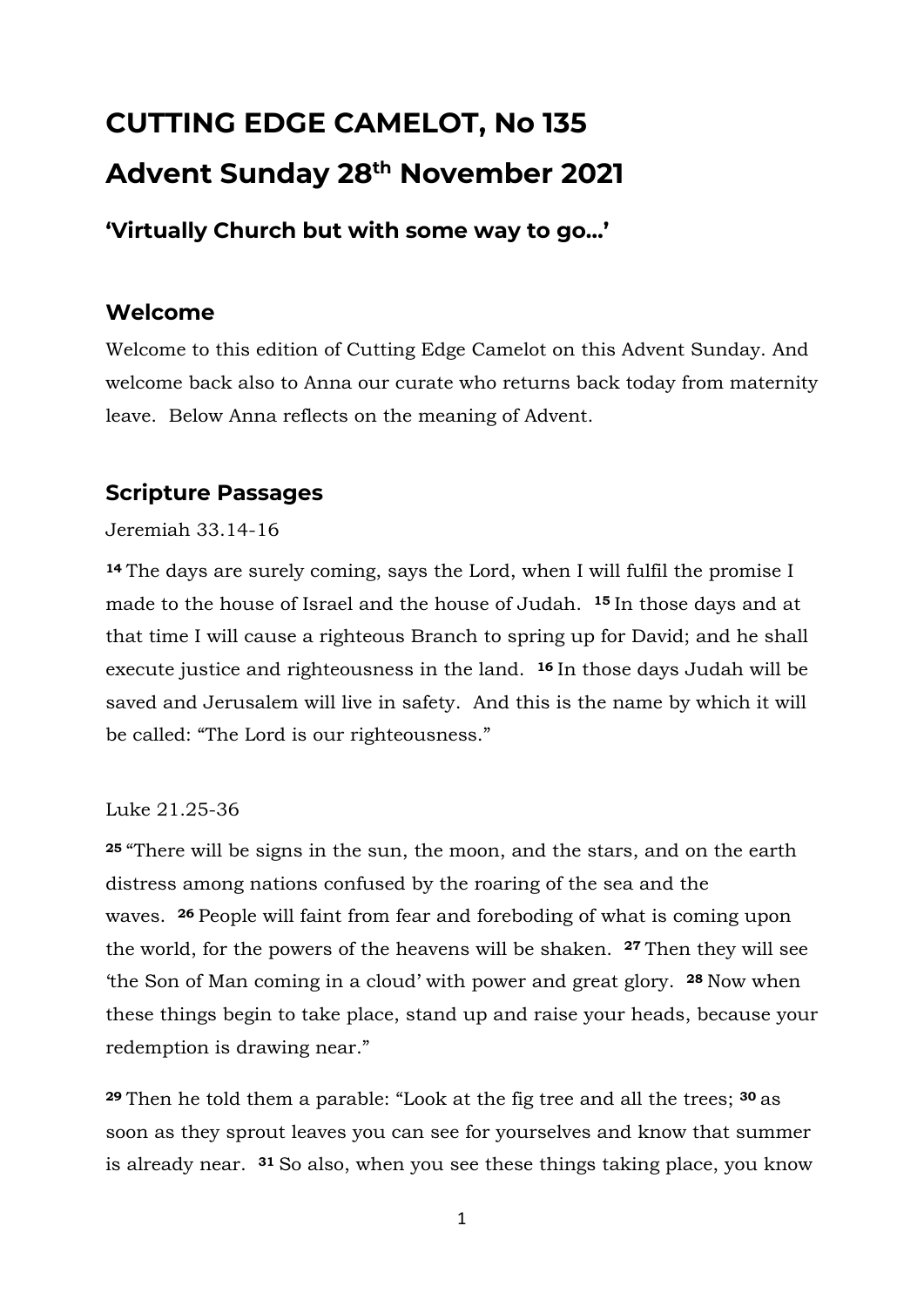# CUTTING EDGE CAMELOT, No 135

# Advent Sunday 28th November 2021

### 'Virtually Church but with some way to go…'

## Welcome

Welcome to this edition of Cutting Edge Camelot on this Advent Sunday. And welcome back also to Anna our curate who returns back today from maternity leave. Below Anna reflects on the meaning of Advent.

## Scripture Passages

Jeremiah 33.14-16

**14** The days are surely coming, says the Lord, when I will fulfil the promise I made to the house of Israel and the house of Judah. **15** In those days and at that time I will cause a righteous Branch to spring up for David; and he shall execute justice and righteousness in the land. **16** In those days Judah will be saved and Jerusalem will live in safety. And this is the name by which it will be called: "The Lord is our righteousness."

Luke 21.25-36

**25** "There will be signs in the sun, the moon, and the stars, and on the earth distress among nations confused by the roaring of the sea and the waves. **26** People will faint from fear and foreboding of what is coming upon the world, for the powers of the heavens will be shaken. **27** Then they will see 'the Son of Man coming in a cloud' with power and great glory. **28** Now when these things begin to take place, stand up and raise your heads, because your redemption is drawing near."

**29** Then he told them a parable: "Look at the fig tree and all the trees; **30** as soon as they sprout leaves you can see for yourselves and know that summer is already near. **31** So also, when you see these things taking place, you know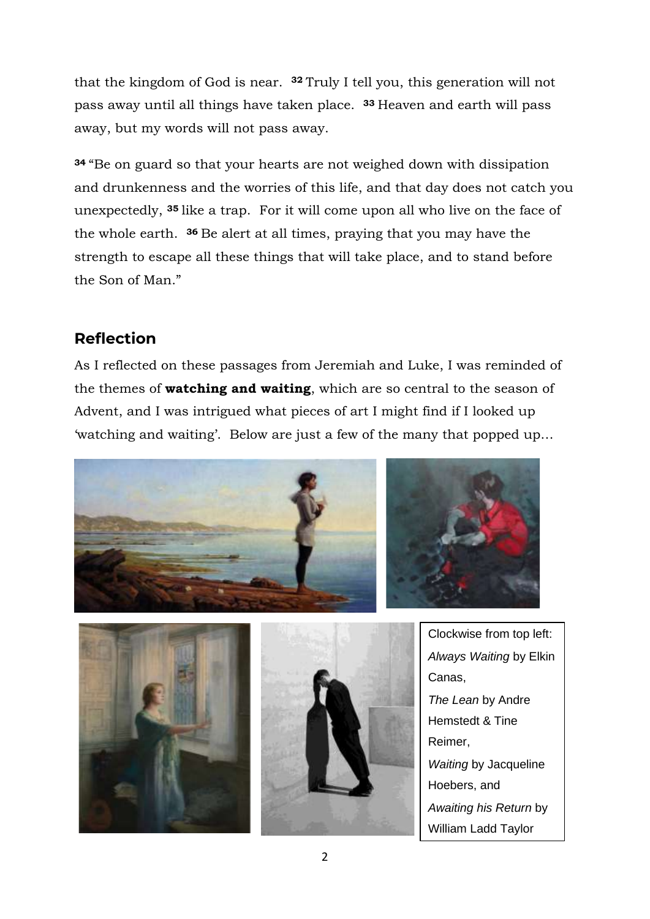that the kingdom of God is near. [32] Truly I tell you, this generation will not pass away until all things have taken place. [33] Heaven and earth will pass away, but my words will not pass away.

[34] "Be on guard so that your hearts are not weighed down with dissipation and drunkenness and the worries of this life, and that day does not catch you unexpectedly, [35] like a trap. For it will come upon all who live on the face of the whole earth. [36] Be alert at all times, praying that you may have the strength to escape all these things that will take place, and to stand before the Son of Man."

## Reflection

As I reflected on these passages from Jeremiah and Luke, I was reminded of the themes of **watching and waiting**, which are so central to the season of Advent, and I was intrigued what pieces of art I might find if I looked up 'watching and waiting'. Below are just a few of the many that popped up…

Clockwise from top left: *Always Waiting* by Elkin Canas, *The Lean* by Andre Hemstedt & Tine Reimer, *Waiting* by Jacqueline Hoebers, and *Awaiting his Return* by William Ladd Taylor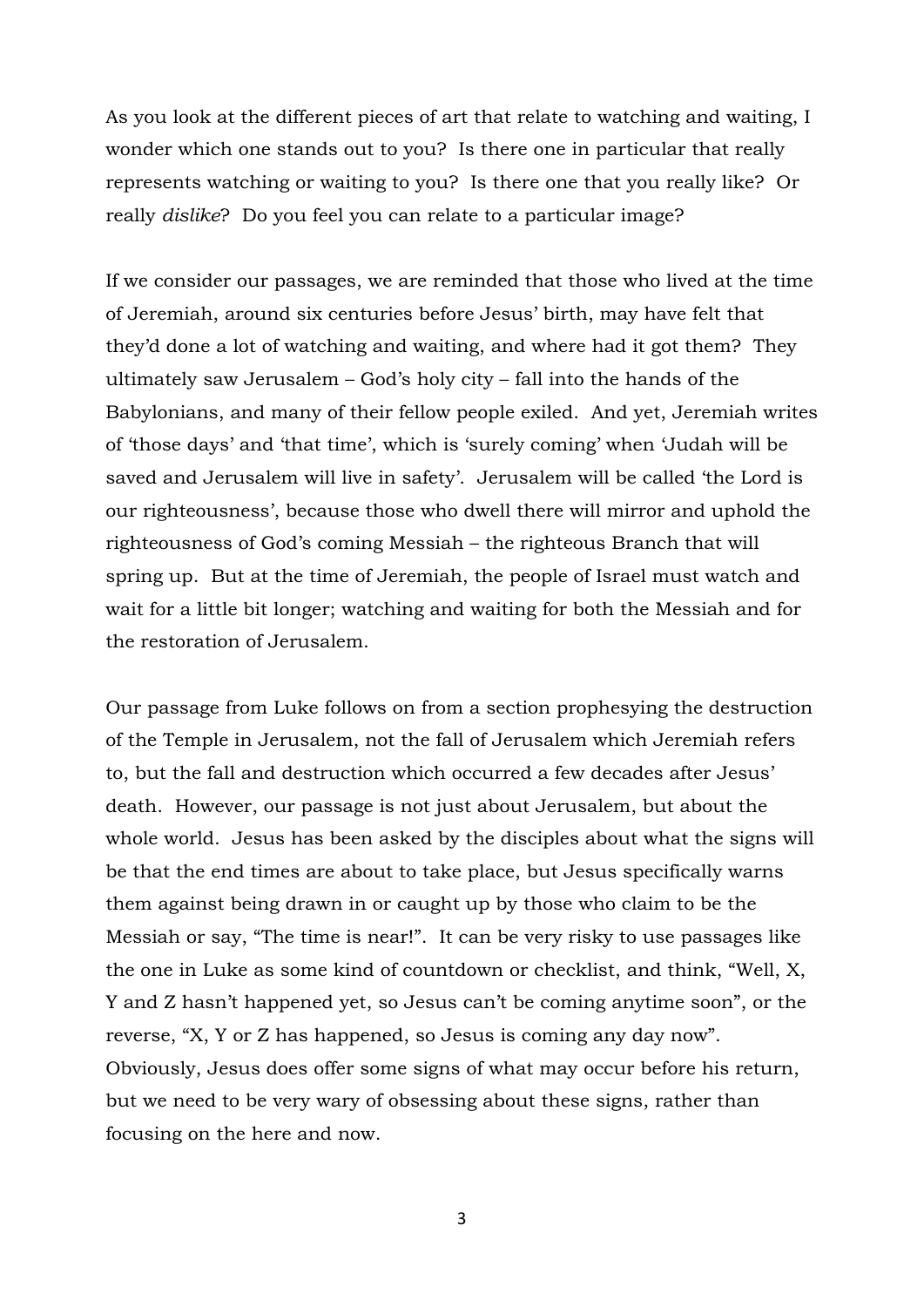As you look at the different pieces of art that relate to watching and waiting, I wonder which one stands out to you? Is there one in particular that really represents watching or waiting to you? Is there one that you really like? Or really *dislike*? Do you feel you can relate to a particular image?

If we consider our passages, we are reminded that those who lived at the time of Jeremiah, around six centuries before Jesus' birth, may have felt that they'd done a lot of watching and waiting, and where had it got them? They ultimately saw Jerusalem – God's holy city – fall into the hands of the Babylonians, and many of their fellow people exiled. And yet, Jeremiah writes of 'those days' and 'that time', which is 'surely coming' when 'Judah will be saved and Jerusalem will live in safety'. Jerusalem will be called 'the Lord is our righteousness', because those who dwell there will mirror and uphold the righteousness of God's coming Messiah – the righteous Branch that will spring up. But at the time of Jeremiah, the people of Israel must watch and wait for a little bit longer; watching and waiting for both the Messiah and for the restoration of Jerusalem.

Our passage from Luke follows on from a section prophesying the destruction of the Temple in Jerusalem, not the fall of Jerusalem which Jeremiah refers to, but the fall and destruction which occurred a few decades after Jesus' death. However, our passage is not just about Jerusalem, but about the whole world. Jesus has been asked by the disciples about what the signs will be that the end times are about to take place, but Jesus specifically warns them against being drawn in or caught up by those who claim to be the Messiah or say, "The time is near!". It can be very risky to use passages like the one in Luke as some kind of countdown or checklist, and think, "Well, X, Y and Z hasn't happened yet, so Jesus can't be coming anytime soon", or the reverse, "X, Y or Z has happened, so Jesus is coming any day now". Obviously, Jesus does offer some signs of what may occur before his return, but we need to be very wary of obsessing about these signs, rather than focusing on the here and now.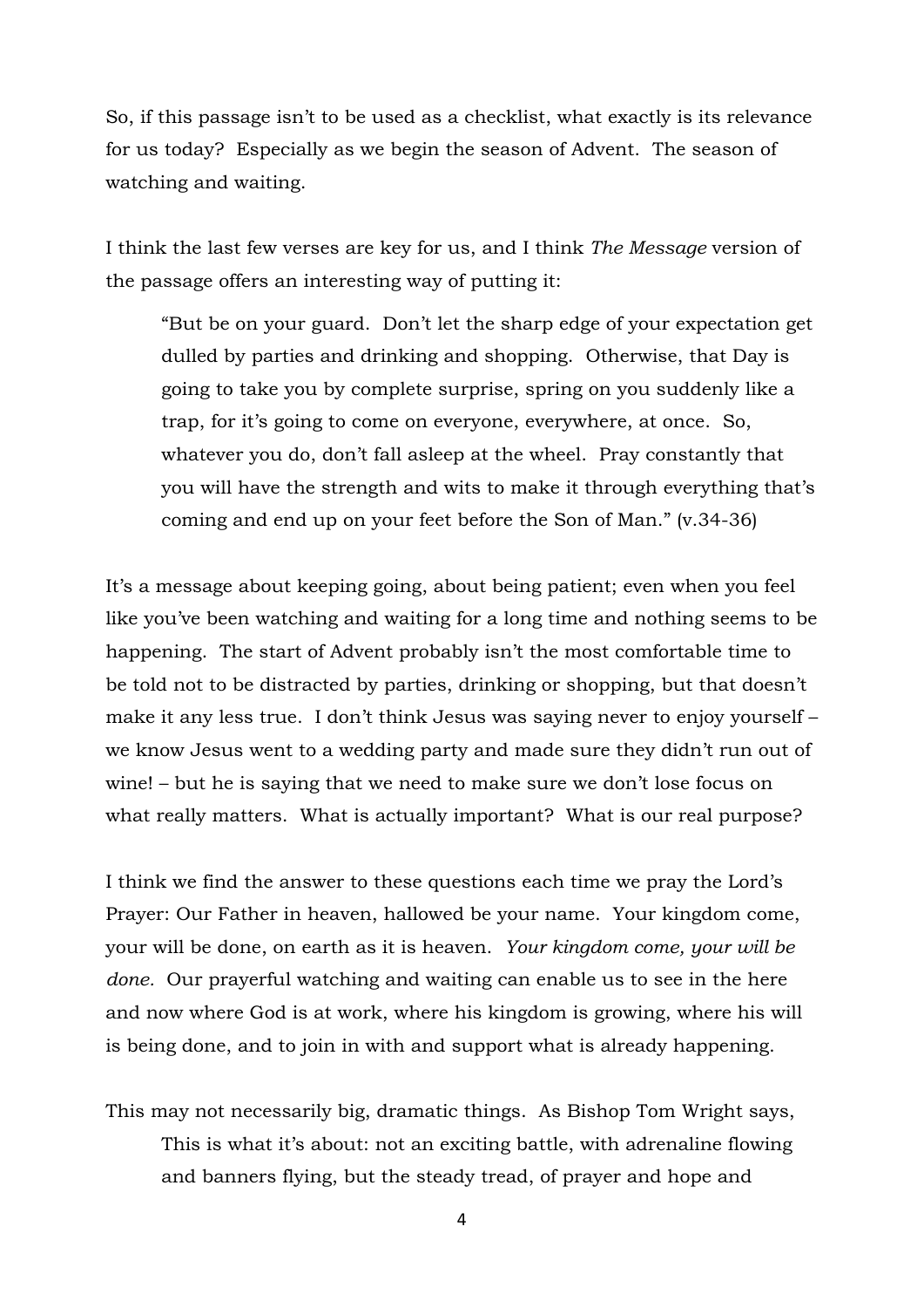So, if this passage isn't to be used as a checklist, what exactly is its relevance for us today? Especially as we begin the season of Advent. The season of watching and waiting.

I think the last few verses are key for us, and I think *The Message* version of the passage offers an interesting way of putting it:

> "But be on your guard. Don't let the sharp edge of your expectation get dulled by parties and drinking and shopping. Otherwise, that Day is going to take you by complete surprise, spring on you suddenly like a trap, for it's going to come on everyone, everywhere, at once. So, whatever you do, don't fall asleep at the wheel. Pray constantly that you will have the strength and wits to make it through everything that's coming and end up on your feet before the Son of Man." (v.34-36)

It's a message about keeping going, about being patient; even when you feel like you've been watching and waiting for a long time and nothing seems to be happening. The start of Advent probably isn't the most comfortable time to be told not to be distracted by parties, drinking or shopping, but that doesn't make it any less true. I don't think Jesus was saying never to enjoy yourself – we know Jesus went to a wedding party and made sure they didn't run out of wine! – but he is saying that we need to make sure we don't lose focus on what really matters. What is actually important? What is our real purpose?

I think we find the answer to these questions each time we pray the Lord's Prayer: Our Father in heaven, hallowed be your name. Your kingdom come, your will be done, on earth as it is heaven. *Your kingdom come, your will be done.* Our prayerful watching and waiting can enable us to see in the here and now where God is at work, where his kingdom is growing, where his will is being done, and to join in with and support what is already happening.

This may not necessarily big, dramatic things. As Bishop Tom Wright says,

> This is what it's about: not an exciting battle, with adrenaline flowing and banners flying, but the steady tread, of prayer and hope and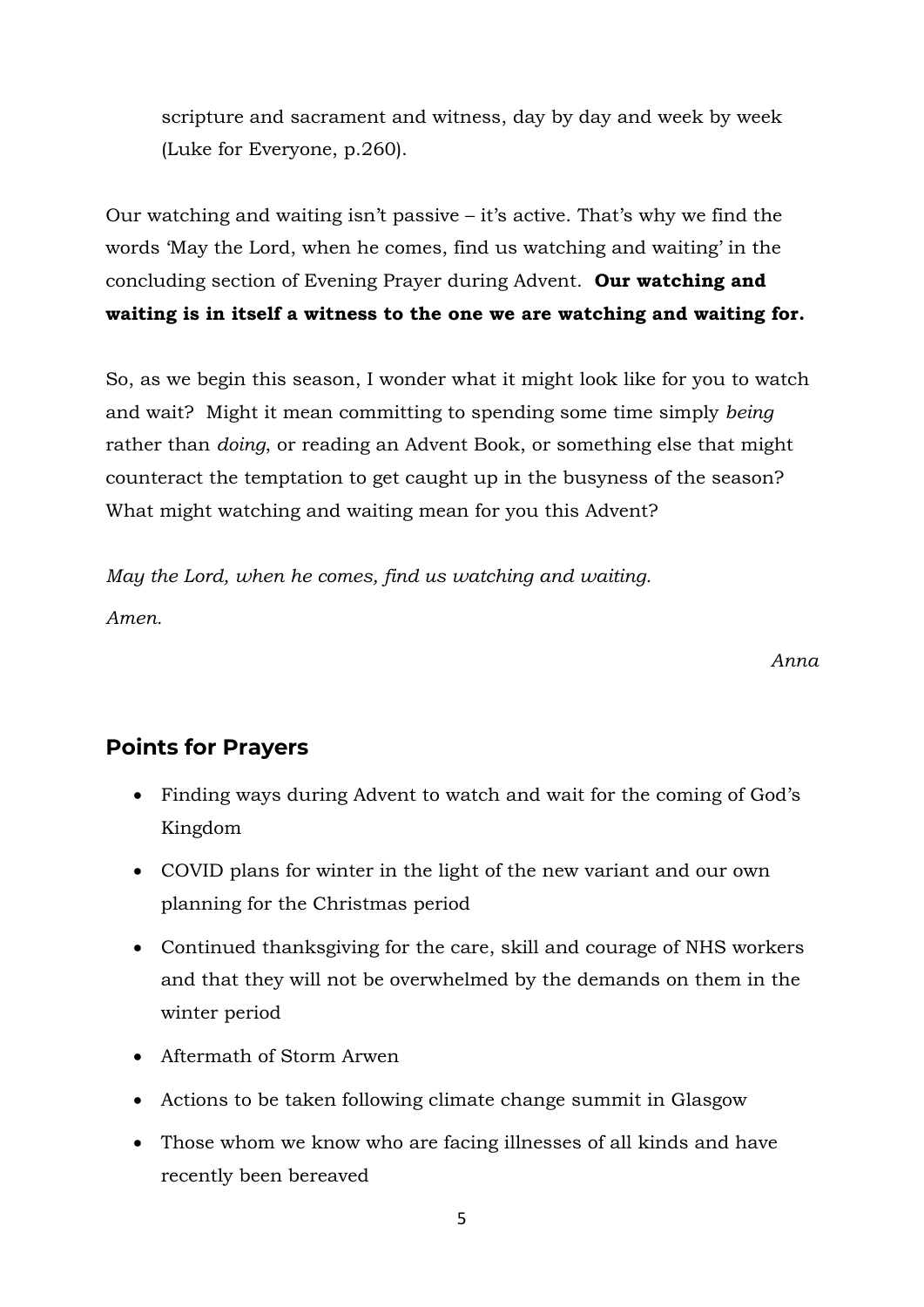scripture and sacrament and witness, day by day and week by week (Luke for Everyone, p.260).

Our watching and waiting isn't passive – it's active. That's why we find the words 'May the Lord, when he comes, find us watching and waiting' in the concluding section of Evening Prayer during Advent. **Our watching and waiting is in itself a witness to the one we are watching and waiting for.**

So, as we begin this season, I wonder what it might look like for you to watch and wait? Might it mean committing to spending some time simply *being* rather than *doing*, or reading an Advent Book, or something else that might counteract the temptation to get caught up in the busyness of the season? What might watching and waiting mean for you this Advent?

*May the Lord, when he comes, find us watching and waiting.*
*Amen.*

*Anna*

## Points for Prayers

- Finding ways during Advent to watch and wait for the coming of God's Kingdom
- COVID plans for winter in the light of the new variant and our own planning for the Christmas period
- Continued thanksgiving for the care, skill and courage of NHS workers and that they will not be overwhelmed by the demands on them in the winter period
- Aftermath of Storm Arwen
- Actions to be taken following climate change summit in Glasgow
- Those whom we know who are facing illnesses of all kinds and have recently been bereaved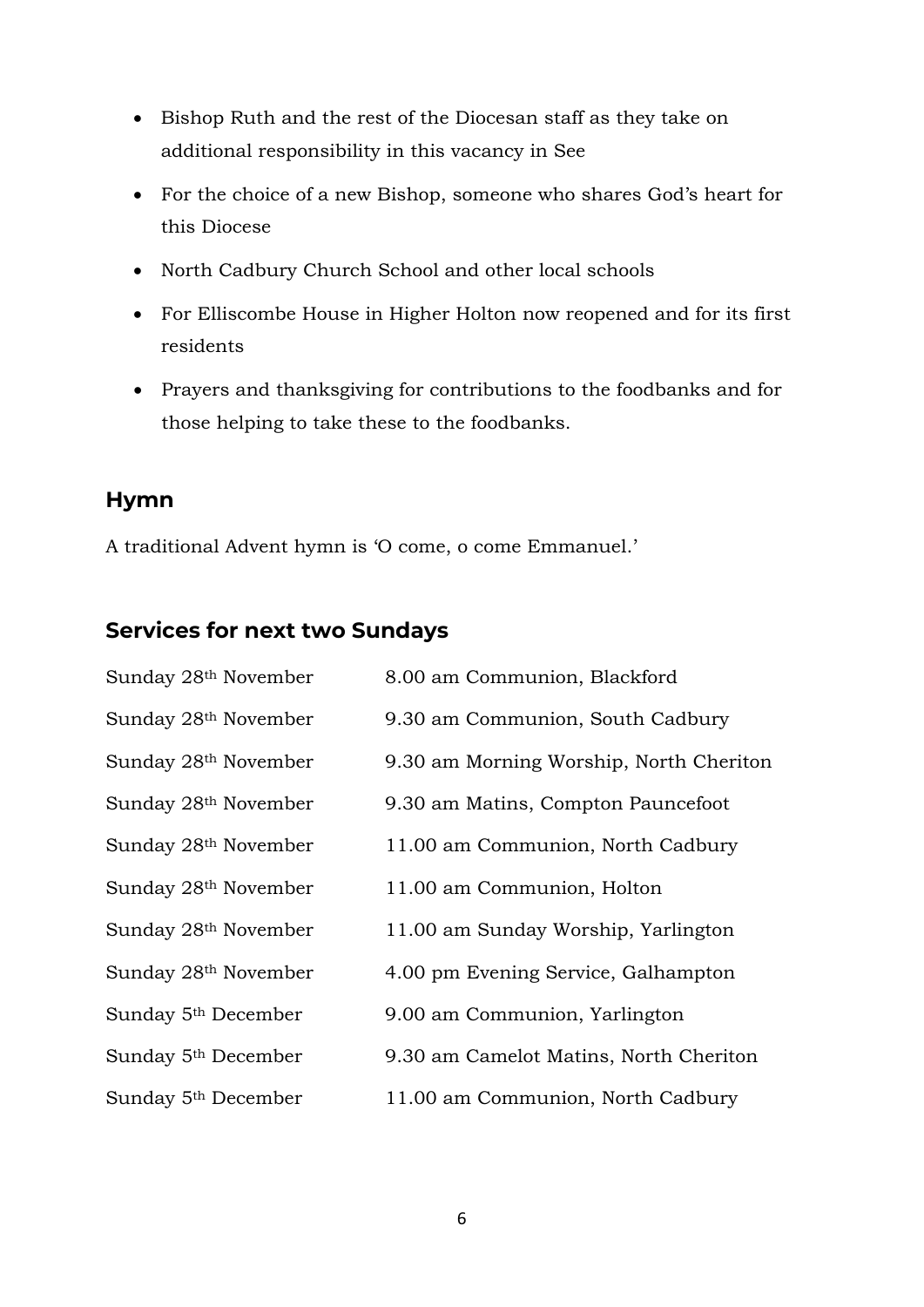- Bishop Ruth and the rest of the Diocesan staff as they take on additional responsibility in this vacancy in See
- For the choice of a new Bishop, someone who shares God's heart for this Diocese
- North Cadbury Church School and other local schools
- For Elliscombe House in Higher Holton now reopened and for its first residents
- Prayers and thanksgiving for contributions to the foodbanks and for those helping to take these to the foodbanks.

## Hymn

A traditional Advent hymn is 'O come, o come Emmanuel.'

## Services for next two Sundays

| | |
|---|---|
| Sunday 28th November | 8.00 am Communion, Blackford |
| Sunday 28th November | 9.30 am Communion, South Cadbury |
| Sunday 28th November | 9.30 am Morning Worship, North Cheriton |
| Sunday 28th November | 9.30 am Matins, Compton Pauncefoot |
| Sunday 28th November | 11.00 am Communion, North Cadbury |
| Sunday 28th November | 11.00 am Communion, Holton |
| Sunday 28th November | 11.00 am Sunday Worship, Yarlington |
| Sunday 28th November | 4.00 pm Evening Service, Galhampton |
| Sunday 5th December | 9.00 am Communion, Yarlington |
| Sunday 5th December | 9.30 am Camelot Matins, North Cheriton |
| Sunday 5th December | 11.00 am Communion, North Cadbury |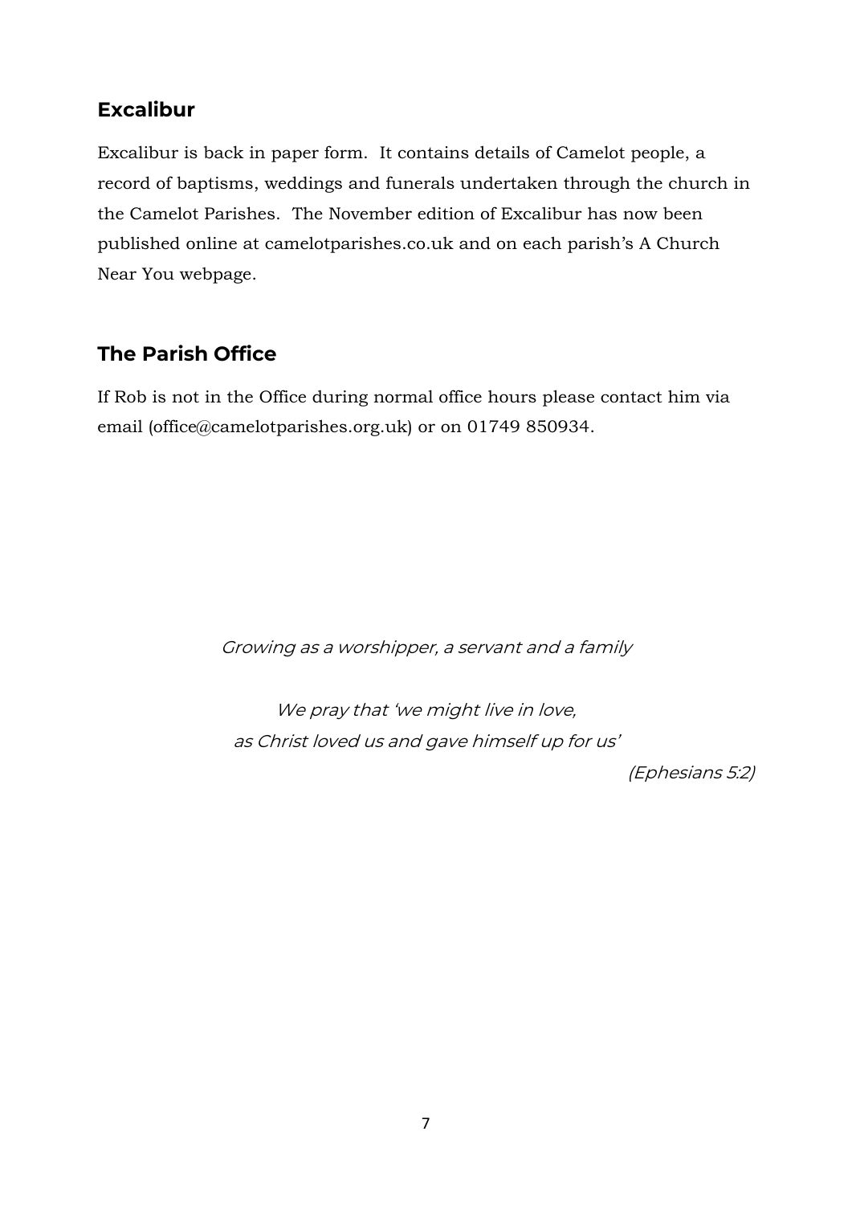## Excalibur

Excalibur is back in paper form. It contains details of Camelot people, a record of baptisms, weddings and funerals undertaken through the church in the Camelot Parishes. The November edition of Excalibur has now been published online at camelotparishes.co.uk and on each parish's A Church Near You webpage.

## The Parish Office

If Rob is not in the Office during normal office hours please contact him via email (office@camelotparishes.org.uk) or on 01749 850934.

*Growing as a worshipper, a servant and a family*

*We pray that 'we might live in love,*
*as Christ loved us and gave himself up for us'*

*(Ephesians 5:2)*